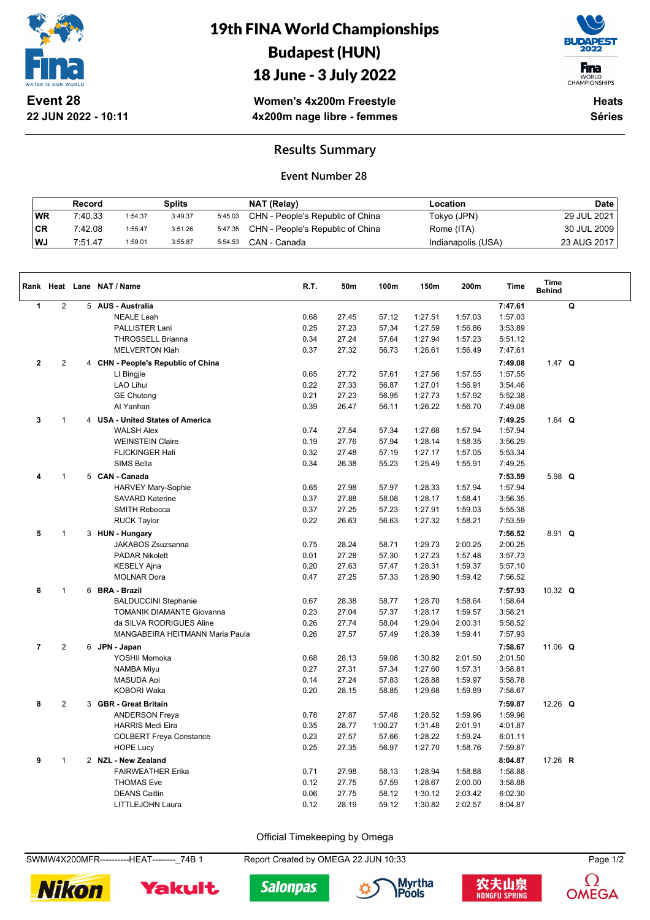# 19th FINA World Championships
# Budapest (HUN)
# 18 June - 3 July 2022

**Event 28**
**22 JUN 2022 - 10:11**

**Women's 4x200m Freestyle**
**4x200m nage libre - femmes**

**Heats**
**Séries**

## Results Summary

### Event Number 28

| | Record | | Splits | | NAT (Relay) | Location | Date |
|---|---|---|---|---|---|---|---|
| WR | 7:40.33 | 1:54.37 | 3:49.37 | 5:45.03 | CHN - People's Republic of China | Tokyo (JPN) | 29 JUL 2021 |
| CR | 7:42.08 | 1:55.47 | 3:51.26 | 5:47.35 | CHN - People's Republic of China | Rome (ITA) | 30 JUL 2009 |
| WJ | 7:51.47 | 1:59.01 | 3:55.87 | 5:54.53 | CAN - Canada | Indianapolis (USA) | 23 AUG 2017 |

| Rank | Heat | Lane | NAT / Name | R.T. | 50m | 100m | 150m | 200m | Time | Time Behind | |
|---|---|---|---|---|---|---|---|---|---|---|---|
| 1 | 2 | 5 | **AUS - Australia** | | | | | | **7:47.61** | | **Q** |
| | | | NEALE Leah | 0.68 | 27.45 | 57.12 | 1:27.51 | 1:57.03 | 1:57.03 | | |
| | | | PALLISTER Lani | 0.25 | 27.23 | 57.34 | 1:27.59 | 1:56.86 | 3:53.89 | | |
| | | | THROSSELL Brianna | 0.34 | 27.24 | 57.64 | 1:27.94 | 1:57.23 | 5:51.12 | | |
| | | | MELVERTON Kiah | 0.37 | 27.32 | 56.73 | 1:26.61 | 1:56.49 | 7:47.61 | | |
| 2 | 2 | 4 | **CHN - People's Republic of China** | | | | | | **7:49.08** | 1.47 | **Q** |
| | | | LI Bingjie | 0.65 | 27.72 | 57.61 | 1:27.56 | 1:57.55 | 1:57.55 | | |
| | | | LAO Lihui | 0.22 | 27.33 | 56.87 | 1:27.01 | 1:56.91 | 3:54.46 | | |
| | | | GE Chutong | 0.21 | 27.23 | 56.95 | 1:27.73 | 1:57.92 | 5:52.38 | | |
| | | | AI Yanhan | 0.39 | 26.47 | 56.11 | 1:26.22 | 1:56.70 | 7:49.08 | | |
| 3 | 1 | 4 | **USA - United States of America** | | | | | | **7:49.25** | 1.64 | **Q** |
| | | | WALSH Alex | 0.74 | 27.54 | 57.34 | 1:27.68 | 1:57.94 | 1:57.94 | | |
| | | | WEINSTEIN Claire | 0.19 | 27.76 | 57.94 | 1:28.14 | 1:58.35 | 3:56.29 | | |
| | | | FLICKINGER Hali | 0.32 | 27.48 | 57.19 | 1:27.17 | 1:57.05 | 5:53.34 | | |
| | | | SIMS Bella | 0.34 | 26.38 | 55.23 | 1:25.49 | 1:55.91 | 7:49.25 | | |
| 4 | 1 | 5 | **CAN - Canada** | | | | | | **7:53.59** | 5.98 | **Q** |
| | | | HARVEY Mary-Sophie | 0.65 | 27.98 | 57.97 | 1:28.33 | 1:57.94 | 1:57.94 | | |
| | | | SAVARD Katerine | 0.37 | 27.88 | 58.08 | 1:28.17 | 1:58.41 | 3:56.35 | | |
| | | | SMITH Rebecca | 0.37 | 27.25 | 57.23 | 1:27.91 | 1:59.03 | 5:55.38 | | |
| | | | RUCK Taylor | 0.22 | 26.63 | 56.63 | 1:27.32 | 1:58.21 | 7:53.59 | | |
| 5 | 1 | 3 | **HUN - Hungary** | | | | | | **7:56.52** | 8.91 | **Q** |
| | | | JAKABOS Zsuzsanna | 0.75 | 28.24 | 58.71 | 1:29.73 | 2:00.25 | 2:00.25 | | |
| | | | PADAR Nikolett | 0.01 | 27.28 | 57.30 | 1:27.23 | 1:57.48 | 3:57.73 | | |
| | | | KESELY Ajna | 0.20 | 27.63 | 57.47 | 1:28.31 | 1:59.37 | 5:57.10 | | |
| | | | MOLNAR Dora | 0.47 | 27.25 | 57.33 | 1:28.90 | 1:59.42 | 7:56.52 | | |
| 6 | 1 | 6 | **BRA - Brazil** | | | | | | **7:57.93** | 10.32 | **Q** |
| | | | BALDUCCINI Stephanie | 0.67 | 28.38 | 58.77 | 1:28.70 | 1:58.64 | 1:58.64 | | |
| | | | TOMANIK DIAMANTE Giovanna | 0.23 | 27.04 | 57.37 | 1:28.17 | 1:59.57 | 3:58.21 | | |
| | | | da SILVA RODRIGUES Aline | 0.26 | 27.74 | 58.04 | 1:29.04 | 2:00.31 | 5:58.52 | | |
| | | | MANGABEIRA HEITMANN Maria Paula | 0.26 | 27.57 | 57.49 | 1:28.39 | 1:59.41 | 7:57.93 | | |
| 7 | 2 | 6 | **JPN - Japan** | | | | | | **7:58.67** | 11.06 | **Q** |
| | | | YOSHII Momoka | 0.68 | 28.13 | 59.08 | 1:30.82 | 2:01.50 | 2:01.50 | | |
| | | | NAMBA Miyu | 0.27 | 27.31 | 57.34 | 1:27.60 | 1:57.31 | 3:58.81 | | |
| | | | MASUDA Aoi | 0.14 | 27.24 | 57.83 | 1:28.88 | 1:59.97 | 5:58.78 | | |
| | | | KOBORI Waka | 0.20 | 28.15 | 58.85 | 1:29.68 | 1:59.89 | 7:58.67 | | |
| 8 | 2 | 3 | **GBR - Great Britain** | | | | | | **7:59.87** | 12.26 | **Q** |
| | | | ANDERSON Freya | 0.78 | 27.87 | 57.48 | 1:28.52 | 1:59.96 | 1:59.96 | | |
| | | | HARRIS Medi Eira | 0.35 | 28.77 | 1:00.27 | 1:31.48 | 2:01.91 | 4:01.87 | | |
| | | | COLBERT Freya Constance | 0.23 | 27.57 | 57.66 | 1:28.22 | 1:59.24 | 6:01.11 | | |
| | | | HOPE Lucy | 0.25 | 27.35 | 56.97 | 1:27.70 | 1:58.76 | 7:59.87 | | |
| 9 | 1 | 2 | **NZL - New Zealand** | | | | | | **8:04.87** | 17.26 | **R** |
| | | | FAIRWEATHER Erika | 0.71 | 27.98 | 58.13 | 1:28.94 | 1:58.88 | 1:58.88 | | |
| | | | THOMAS Eve | 0.12 | 27.75 | 57.59 | 1:28.67 | 2:00.00 | 3:58.88 | | |
| | | | DEANS Caitlin | 0.06 | 27.75 | 58.12 | 1:30.12 | 2:03.42 | 6:02.30 | | |
| | | | LITTLEJOHN Laura | 0.12 | 28.19 | 59.12 | 1:30.82 | 2:02.57 | 8:04.87 | | |

Official Timekeeping by Omega

SWMW4X200MFR----------HEAT--------_74B 1 Report Created by OMEGA 22 JUN 10:33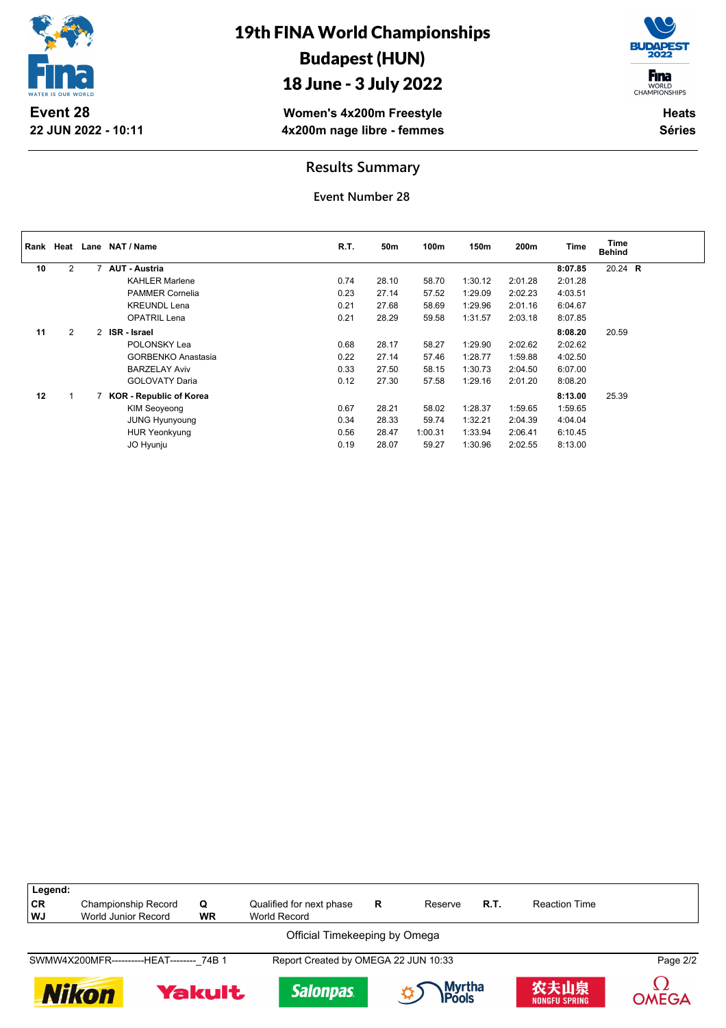# 19th FINA World Championships
# Budapest (HUN)
# 18 June - 3 July 2022

**Event 28**
**22 JUN 2022 - 10:11**

**Women's 4x200m Freestyle**
**4x200m nage libre - femmes**

**Heats**
**Séries**

## Results Summary

### Event Number 28

| Rank | Heat | Lane | NAT / Name | R.T. | 50m | 100m | 150m | 200m | Time | Time Behind | |
|---|---|---|---|---|---|---|---|---|---|---|---|
| **10** | 2 | 7 | **AUT - Austria** | | | | | | **8:07.85** | 20.24 | **R** |
| | | | KAHLER Marlene | 0.74 | 28.10 | 58.70 | 1:30.12 | 2:01.28 | 2:01.28 | | |
| | | | PAMMER Cornelia | 0.23 | 27.14 | 57.52 | 1:29.09 | 2:02.23 | 4:03.51 | | |
| | | | KREUNDL Lena | 0.21 | 27.68 | 58.69 | 1:29.96 | 2:01.16 | 6:04.67 | | |
| | | | OPATRIL Lena | 0.21 | 28.29 | 59.58 | 1:31.57 | 2:03.18 | 8:07.85 | | |
| **11** | 2 | 2 | **ISR - Israel** | | | | | | **8:08.20** | 20.59 | |
| | | | POLONSKY Lea | 0.68 | 28.17 | 58.27 | 1:29.90 | 2:02.62 | 2:02.62 | | |
| | | | GORBENKO Anastasia | 0.22 | 27.14 | 57.46 | 1:28.77 | 1:59.88 | 4:02.50 | | |
| | | | BARZELAY Aviv | 0.33 | 27.50 | 58.15 | 1:30.73 | 2:04.50 | 6:07.00 | | |
| | | | GOLOVATY Daria | 0.12 | 27.30 | 57.58 | 1:29.16 | 2:01.20 | 8:08.20 | | |
| **12** | 1 | 7 | **KOR - Republic of Korea** | | | | | | **8:13.00** | 25.39 | |
| | | | KIM Seoyeong | 0.67 | 28.21 | 58.02 | 1:28.37 | 1:59.65 | 1:59.65 | | |
| | | | JUNG Hyunyoung | 0.34 | 28.33 | 59.74 | 1:32.21 | 2:04.39 | 4:04.04 | | |
| | | | HUR Yeonkyung | 0.56 | 28.47 | 1:00.31 | 1:33.94 | 2:06.41 | 6:10.45 | | |
| | | | JO Hyunju | 0.19 | 28.07 | 59.27 | 1:30.96 | 2:02.55 | 8:13.00 | | |

**Legend:**

| | | | | | | | |
|---|---|---|---|---|---|---|---|
| **CR** | Championship Record | **Q** | Qualified for next phase | **R** | Reserve | **R.T.** | Reaction Time |
| **WJ** | World Junior Record | **WR** | World Record | | | | |

Official Timekeeping by Omega

SWMW4X200MFR----------HEAT--------_74B 1 — Report Created by OMEGA 22 JUN 10:33